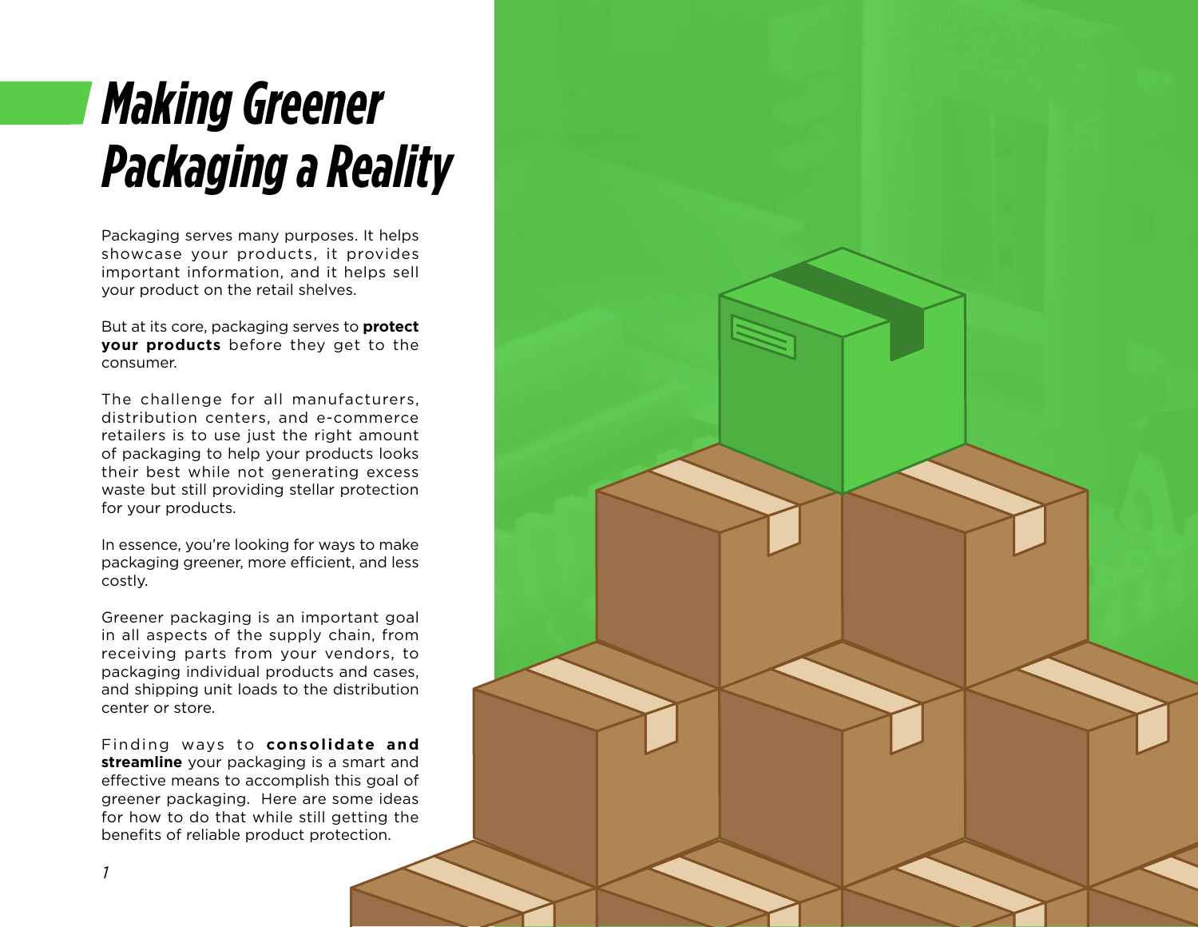# Making Greener Packaging a Reality

Packaging serves many purposes. It helps showcase your products, it provides important information, and it helps sell your product on the retail shelves.

But at its core, packaging serves to **protect your products** before they get to the consumer.

The challenge for all manufacturers, distribution centers, and e-commerce retailers is to use just the right amount of packaging to help your products looks their best while not generating excess waste but still providing stellar protection for your products.

In essence, you're looking for ways to make packaging greener, more efficient, and less costly.

Greener packaging is an important goal in all aspects of the supply chain, from receiving parts from your vendors, to packaging individual products and cases, and shipping unit loads to the distribution center or store.

Finding ways to **consolidate and streamline** your packaging is a smart and effective means to accomplish this goal of greener packaging. Here are some ideas for how to do that while still getting the benefits of reliable product protection.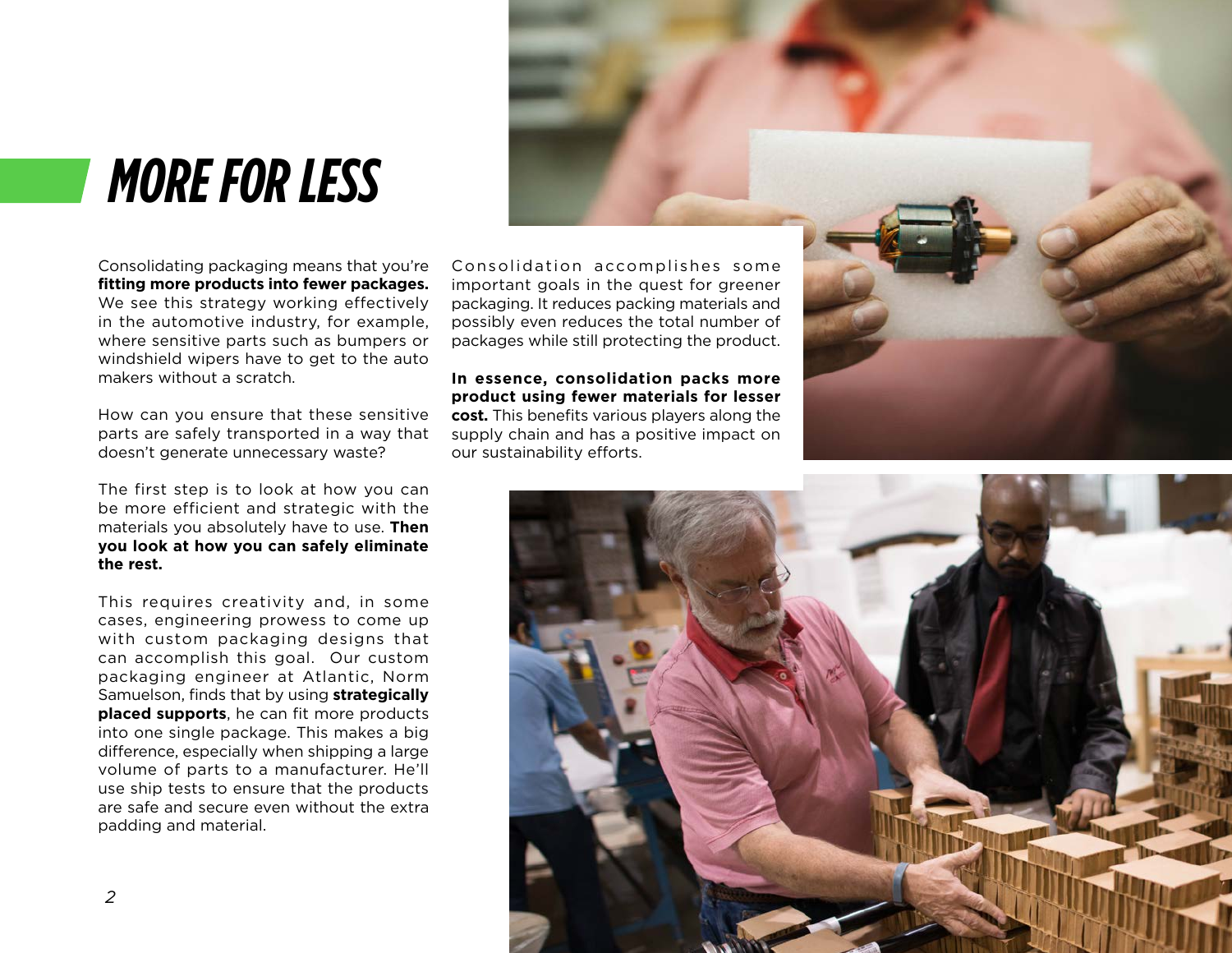# MORE FOR LESS

Consolidating packaging means that you're **fitting more products into fewer packages.** We see this strategy working effectively in the automotive industry, for example, where sensitive parts such as bumpers or windshield wipers have to get to the auto makers without a scratch.

How can you ensure that these sensitive parts are safely transported in a way that doesn't generate unnecessary waste?

The first step is to look at how you can be more efficient and strategic with the materials you absolutely have to use. **Then you look at how you can safely eliminate the rest.**

This requires creativity and, in some cases, engineering prowess to come up with custom packaging designs that can accomplish this goal. Our custom packaging engineer at Atlantic, Norm Samuelson, finds that by using **strategically placed supports**, he can fit more products into one single package. This makes a big difference, especially when shipping a large volume of parts to a manufacturer. He'll use ship tests to ensure that the products are safe and secure even without the extra padding and material.

Consolidation accomplishes some important goals in the quest for greener packaging. It reduces packing materials and possibly even reduces the total number of packages while still protecting the product.

**In essence, consolidation packs more product using fewer materials for lesser cost.** This benefits various players along the supply chain and has a positive impact on our sustainability efforts.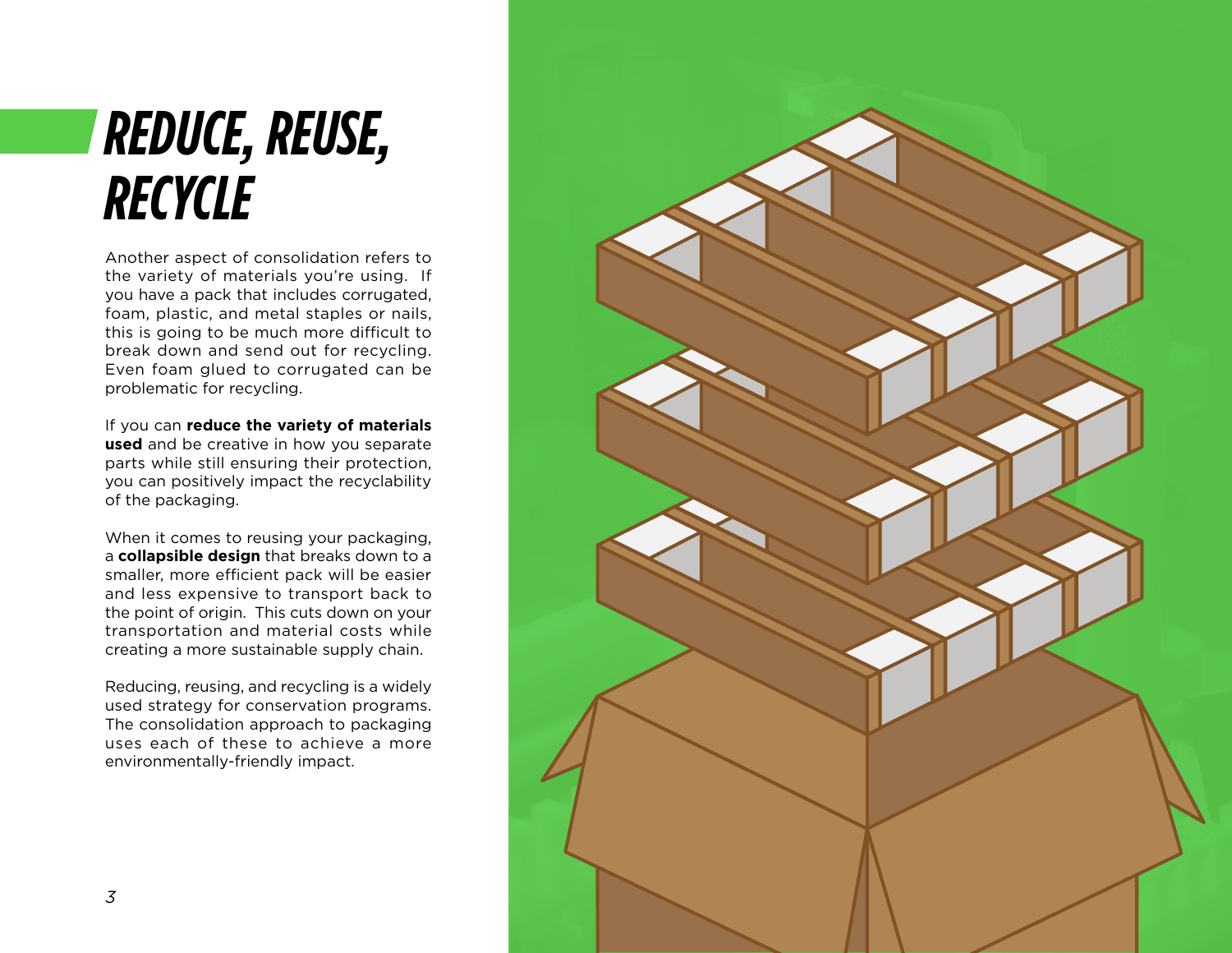# REDUCE, REUSE, RECYCLE

Another aspect of consolidation refers to the variety of materials you're using. If you have a pack that includes corrugated, foam, plastic, and metal staples or nails, this is going to be much more difficult to break down and send out for recycling. Even foam glued to corrugated can be problematic for recycling.

If you can **reduce the variety of materials used** and be creative in how you separate parts while still ensuring their protection, you can positively impact the recyclability of the packaging.

When it comes to reusing your packaging, a **collapsible design** that breaks down to a smaller, more efficient pack will be easier and less expensive to transport back to the point of origin. This cuts down on your transportation and material costs while creating a more sustainable supply chain.

Reducing, reusing, and recycling is a widely used strategy for conservation programs. The consolidation approach to packaging uses each of these to achieve a more environmentally-friendly impact.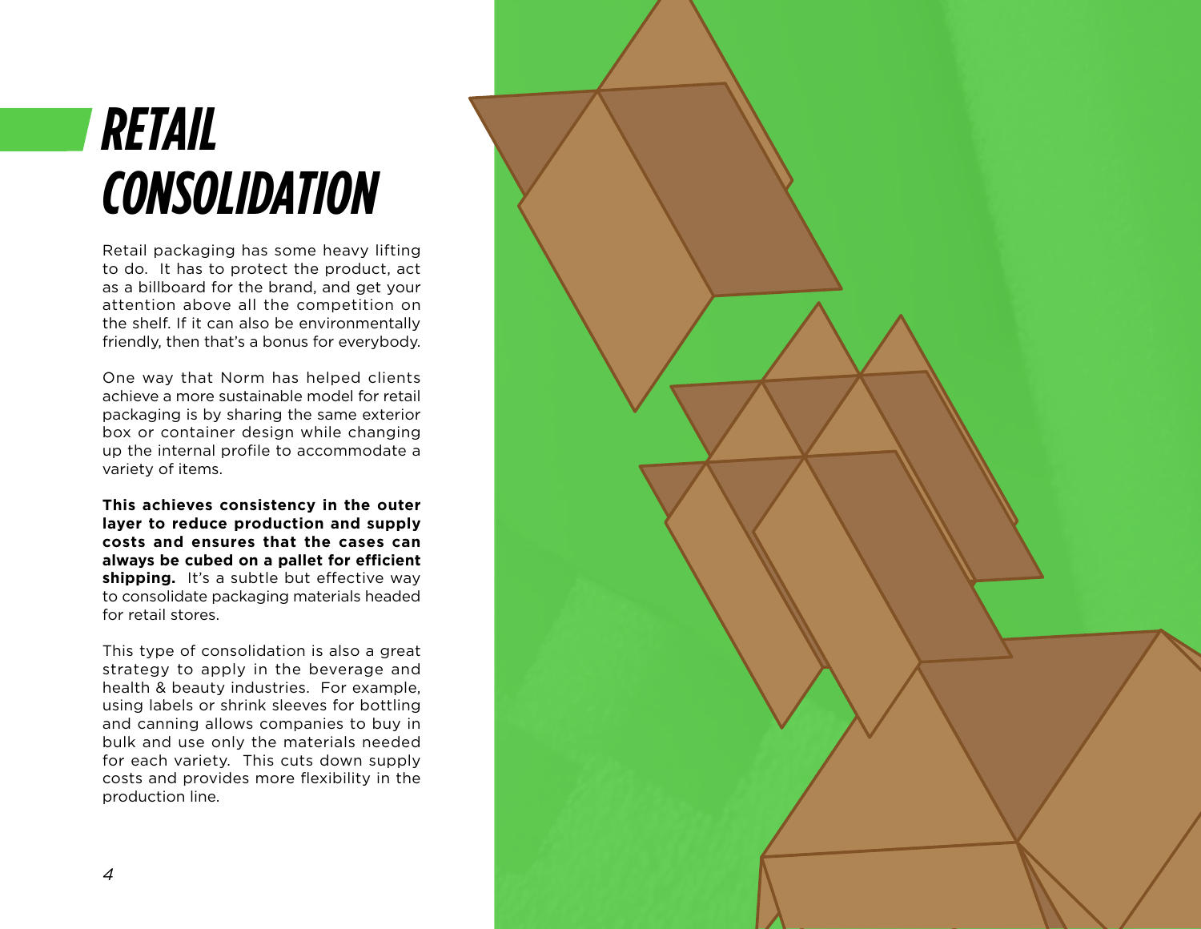# RETAIL CONSOLIDATION

Retail packaging has some heavy lifting to do. It has to protect the product, act as a billboard for the brand, and get your attention above all the competition on the shelf. If it can also be environmentally friendly, then that's a bonus for everybody.

One way that Norm has helped clients achieve a more sustainable model for retail packaging is by sharing the same exterior box or container design while changing up the internal profile to accommodate a variety of items.

**This achieves consistency in the outer layer to reduce production and supply costs and ensures that the cases can always be cubed on a pallet for efficient shipping.** It's a subtle but effective way to consolidate packaging materials headed for retail stores.

This type of consolidation is also a great strategy to apply in the beverage and health & beauty industries. For example, using labels or shrink sleeves for bottling and canning allows companies to buy in bulk and use only the materials needed for each variety. This cuts down supply costs and provides more flexibility in the production line.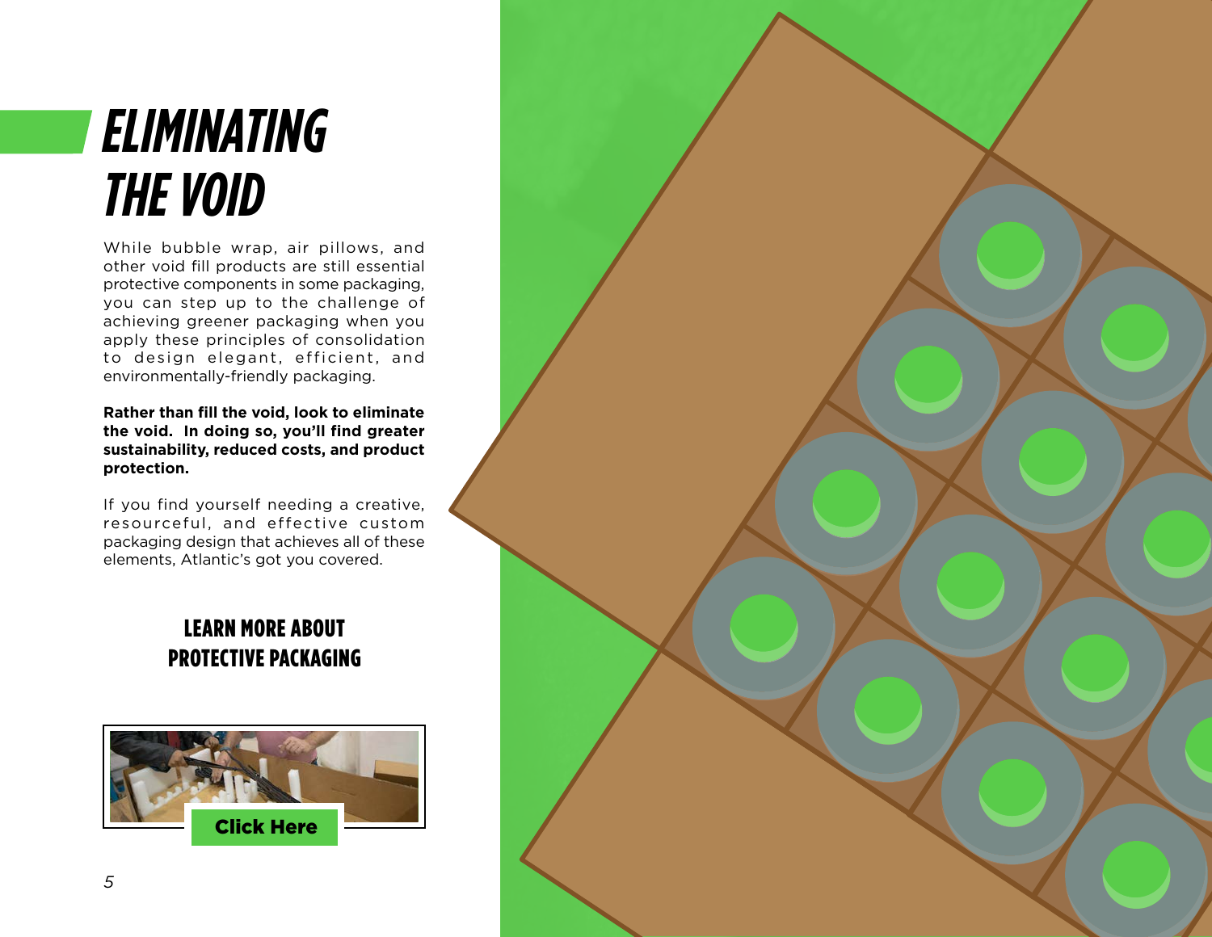# ELIMINATING THE VOID

While bubble wrap, air pillows, and other void fill products are still essential protective components in some packaging, you can step up to the challenge of achieving greener packaging when you apply these principles of consolidation to design elegant, efficient, and environmentally-friendly packaging.

**Rather than fill the void, look to eliminate the void. In doing so, you'll find greater sustainability, reduced costs, and product protection.**

If you find yourself needing a creative, resourceful, and effective custom packaging design that achieves all of these elements, Atlantic's got you covered.

## LEARN MORE ABOUT PROTECTIVE PACKAGING

Click Here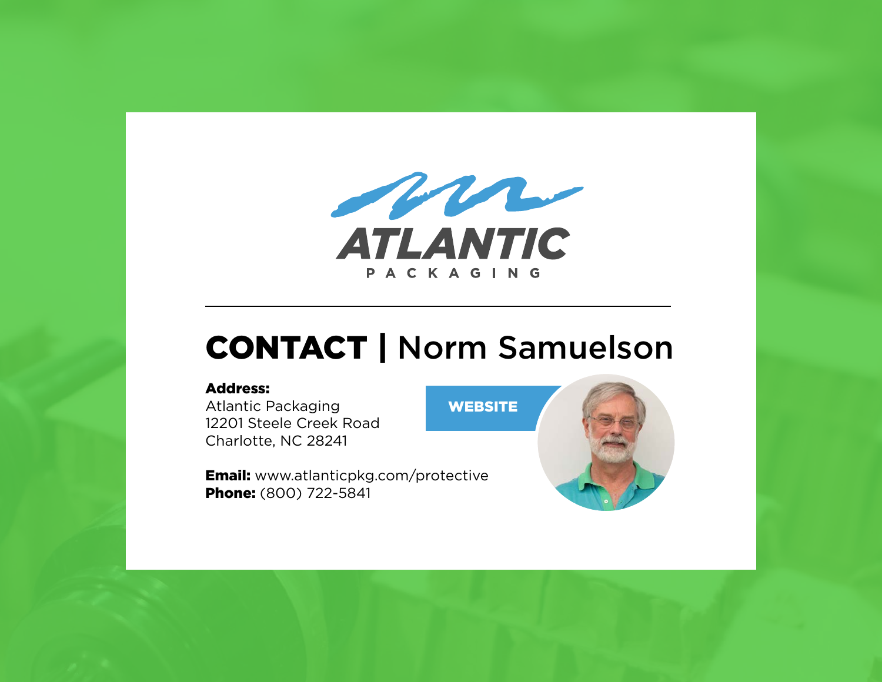ATLANTIC

PACKAGING

---

# CONTACT | Norm Samuelson

**Address:**
Atlantic Packaging
12201 Steele Creek Road
Charlotte, NC 28241

WEBSITE

**Email:** www.atlanticpkg.com/protective
**Phone:** (800) 722-5841